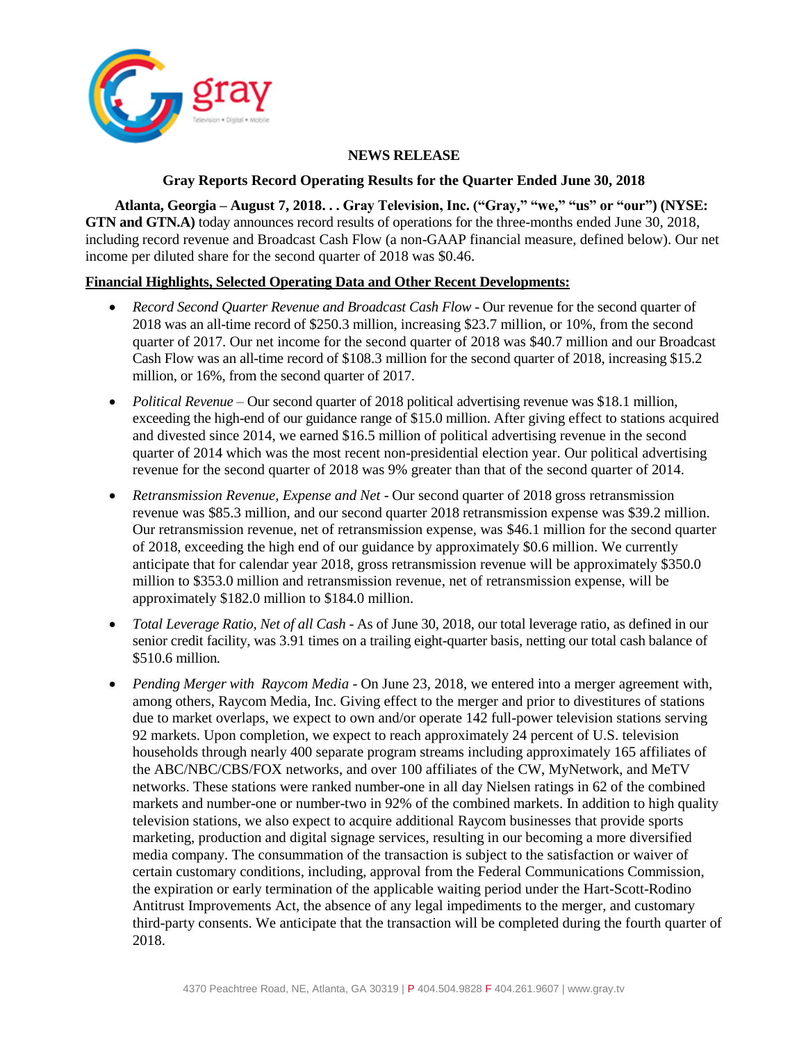**NEWS RELEASE**

**Gray Reports Record Operating Results for the Quarter Ended June 30, 2018**

**Atlanta, Georgia – August 7, 2018. . . Gray Television, Inc. ("Gray," "we," "us" or "our") (NYSE: GTN and GTN.A)** today announces record results of operations for the three-months ended June 30, 2018, including record revenue and Broadcast Cash Flow (a non-GAAP financial measure, defined below). Our net income per diluted share for the second quarter of 2018 was $0.46.

**Financial Highlights, Selected Operating Data and Other Recent Developments:**

- *Record Second Quarter Revenue and Broadcast Cash Flow* - Our revenue for the second quarter of 2018 was an all-time record of $250.3 million, increasing $23.7 million, or 10%, from the second quarter of 2017. Our net income for the second quarter of 2018 was $40.7 million and our Broadcast Cash Flow was an all-time record of $108.3 million for the second quarter of 2018, increasing $15.2 million, or 16%, from the second quarter of 2017.

- *Political Revenue* – Our second quarter of 2018 political advertising revenue was $18.1 million, exceeding the high-end of our guidance range of $15.0 million. After giving effect to stations acquired and divested since 2014, we earned $16.5 million of political advertising revenue in the second quarter of 2014 which was the most recent non-presidential election year. Our political advertising revenue for the second quarter of 2018 was 9% greater than that of the second quarter of 2014.

- *Retransmission Revenue, Expense and Net* - Our second quarter of 2018 gross retransmission revenue was $85.3 million, and our second quarter 2018 retransmission expense was $39.2 million. Our retransmission revenue, net of retransmission expense, was $46.1 million for the second quarter of 2018, exceeding the high end of our guidance by approximately $0.6 million. We currently anticipate that for calendar year 2018, gross retransmission revenue will be approximately $350.0 million to $353.0 million and retransmission revenue, net of retransmission expense, will be approximately $182.0 million to $184.0 million.

- *Total Leverage Ratio, Net of all Cash* - As of June 30, 2018, our total leverage ratio, as defined in our senior credit facility, was 3.91 times on a trailing eight-quarter basis, netting our total cash balance of $510.6 million.

- *Pending Merger with Raycom Media* - On June 23, 2018, we entered into a merger agreement with, among others, Raycom Media, Inc. Giving effect to the merger and prior to divestitures of stations due to market overlaps, we expect to own and/or operate 142 full-power television stations serving 92 markets. Upon completion, we expect to reach approximately 24 percent of U.S. television households through nearly 400 separate program streams including approximately 165 affiliates of the ABC/NBC/CBS/FOX networks, and over 100 affiliates of the CW, MyNetwork, and MeTV networks. These stations were ranked number-one in all day Nielsen ratings in 62 of the combined markets and number-one or number-two in 92% of the combined markets. In addition to high quality television stations, we also expect to acquire additional Raycom businesses that provide sports marketing, production and digital signage services, resulting in our becoming a more diversified media company. The consummation of the transaction is subject to the satisfaction or waiver of certain customary conditions, including, approval from the Federal Communications Commission, the expiration or early termination of the applicable waiting period under the Hart-Scott-Rodino Antitrust Improvements Act, the absence of any legal impediments to the merger, and customary third-party consents. We anticipate that the transaction will be completed during the fourth quarter of 2018.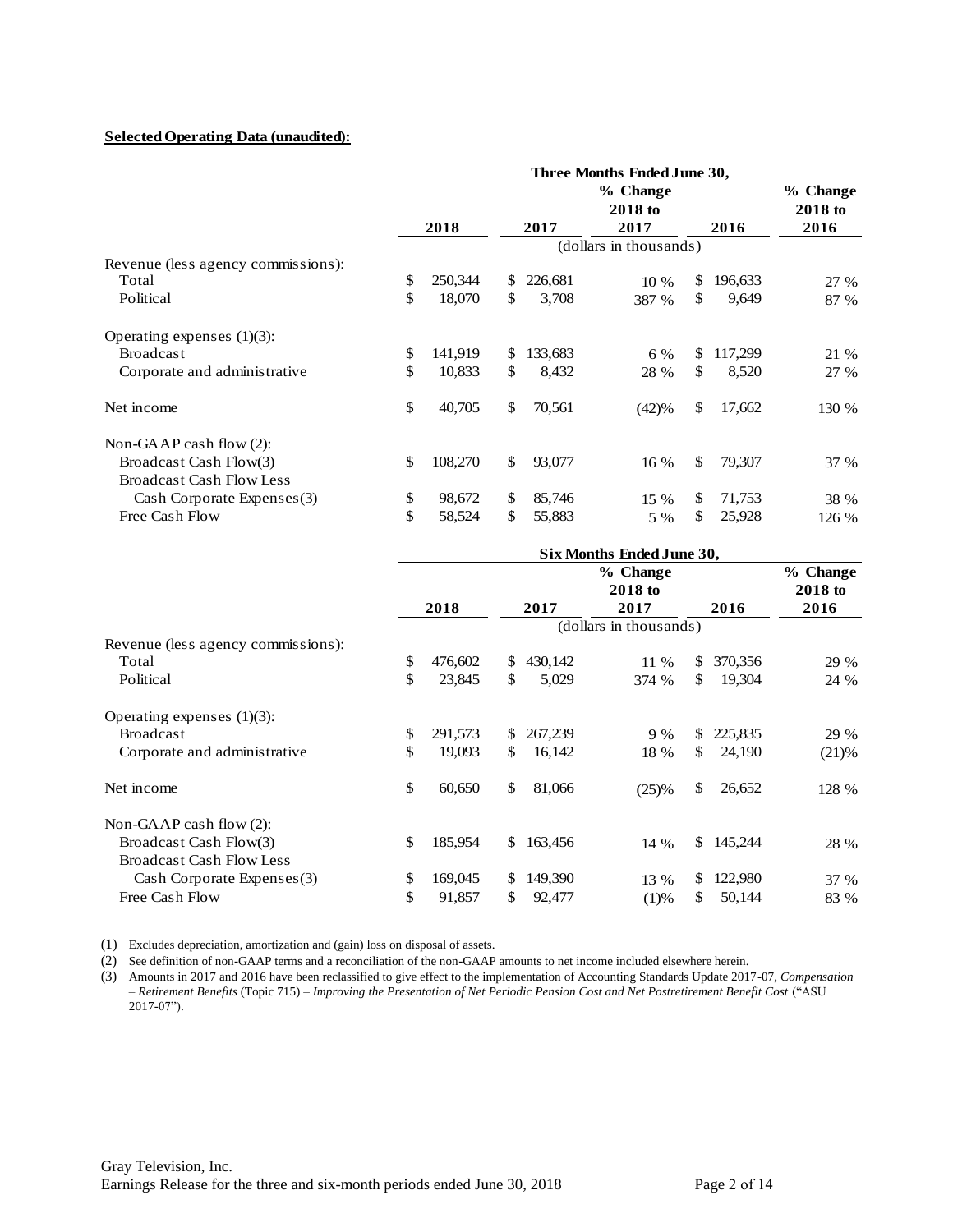**Selected Operating Data (unaudited):**

| | Three Months Ended June 30, | | | | |
|---|---|---|---|---|---|
| | 2018 | 2017 | % Change 2018 to 2017 | 2016 | % Change 2018 to 2016 |
| | (dollars in thousands) | | | | |
| Revenue (less agency commissions): | | | | | |
| Total | $ 250,344 | $ 226,681 | 10 % | $ 196,633 | 27 % |
| Political | $ 18,070 | $ 3,708 | 387 % | $ 9,649 | 87 % |
| Operating expenses (1)(3): | | | | | |
| Broadcast | $ 141,919 | $ 133,683 | 6 % | $ 117,299 | 21 % |
| Corporate and administrative | $ 10,833 | $ 8,432 | 28 % | $ 8,520 | 27 % |
| Net income | $ 40,705 | $ 70,561 | (42)% | $ 17,662 | 130 % |
| Non-GAAP cash flow (2): | | | | | |
| Broadcast Cash Flow(3) | $ 108,270 | $ 93,077 | 16 % | $ 79,307 | 37 % |
| Broadcast Cash Flow Less Cash Corporate Expenses(3) | $ 98,672 | $ 85,746 | 15 % | $ 71,753 | 38 % |
| Free Cash Flow | $ 58,524 | $ 55,883 | 5 % | $ 25,928 | 126 % |

| | Six Months Ended June 30, | | | | |
|---|---|---|---|---|---|
| | 2018 | 2017 | % Change 2018 to 2017 | 2016 | % Change 2018 to 2016 |
| | (dollars in thousands) | | | | |
| Revenue (less agency commissions): | | | | | |
| Total | $ 476,602 | $ 430,142 | 11 % | $ 370,356 | 29 % |
| Political | $ 23,845 | $ 5,029 | 374 % | $ 19,304 | 24 % |
| Operating expenses (1)(3): | | | | | |
| Broadcast | $ 291,573 | $ 267,239 | 9 % | $ 225,835 | 29 % |
| Corporate and administrative | $ 19,093 | $ 16,142 | 18 % | $ 24,190 | (21)% |
| Net income | $ 60,650 | $ 81,066 | (25)% | $ 26,652 | 128 % |
| Non-GAAP cash flow (2): | | | | | |
| Broadcast Cash Flow(3) | $ 185,954 | $ 163,456 | 14 % | $ 145,244 | 28 % |
| Broadcast Cash Flow Less Cash Corporate Expenses(3) | $ 169,045 | $ 149,390 | 13 % | $ 122,980 | 37 % |
| Free Cash Flow | $ 91,857 | $ 92,477 | (1)% | $ 50,144 | 83 % |

(1) Excludes depreciation, amortization and (gain) loss on disposal of assets.

(2) See definition of non-GAAP terms and a reconciliation of the non-GAAP amounts to net income included elsewhere herein.

(3) Amounts in 2017 and 2016 have been reclassified to give effect to the implementation of Accounting Standards Update 2017-07, *Compensation – Retirement Benefits* (Topic 715) – *Improving the Presentation of Net Periodic Pension Cost and Net Postretirement Benefit Cost* ("ASU 2017-07").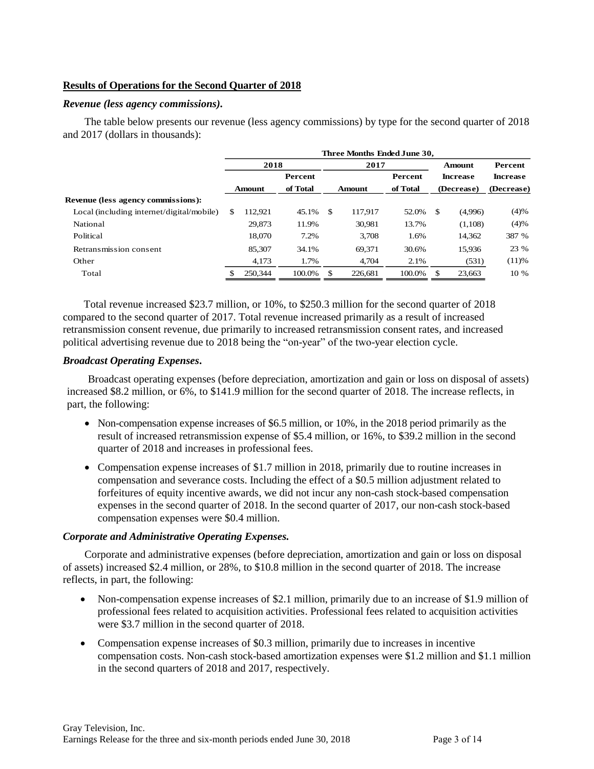## Results of Operations for the Second Quarter of 2018

### *Revenue (less agency commissions).*

The table below presents our revenue (less agency commissions) by type for the second quarter of 2018 and 2017 (dollars in thousands):

| | Three Months Ended June 30, | | | | | |
|---|---|---|---|---|---|---|
| | 2018 | | 2017 | | Amount | Percent |
| | Amount | Percent of Total | Amount | Percent of Total | Increase (Decrease) | Increase (Decrease) |
| **Revenue (less agency commissions):** | | | | | | |
| Local (including internet/digital/mobile) | $ 112,921 | 45.1% | $ 117,917 | 52.0% | $ (4,996) | (4)% |
| National | 29,873 | 11.9% | 30,981 | 13.7% | (1,108) | (4)% |
| Political | 18,070 | 7.2% | 3,708 | 1.6% | 14,362 | 387 % |
| Retransmission consent | 85,307 | 34.1% | 69,371 | 30.6% | 15,936 | 23 % |
| Other | 4,173 | 1.7% | 4,704 | 2.1% | (531) | (11)% |
| Total | $ 250,344 | 100.0% | $ 226,681 | 100.0% | $ 23,663 | 10 % |

Total revenue increased $23.7 million, or 10%, to $250.3 million for the second quarter of 2018 compared to the second quarter of 2017. Total revenue increased primarily as a result of increased retransmission consent revenue, due primarily to increased retransmission consent rates, and increased political advertising revenue due to 2018 being the "on-year" of the two-year election cycle.

### *Broadcast Operating Expenses.*

Broadcast operating expenses (before depreciation, amortization and gain or loss on disposal of assets) increased $8.2 million, or 6%, to $141.9 million for the second quarter of 2018. The increase reflects, in part, the following:

- Non-compensation expense increases of $6.5 million, or 10%, in the 2018 period primarily as the result of increased retransmission expense of $5.4 million, or 16%, to $39.2 million in the second quarter of 2018 and increases in professional fees.
- Compensation expense increases of $1.7 million in 2018, primarily due to routine increases in compensation and severance costs. Including the effect of a $0.5 million adjustment related to forfeitures of equity incentive awards, we did not incur any non-cash stock-based compensation expenses in the second quarter of 2018. In the second quarter of 2017, our non-cash stock-based compensation expenses were $0.4 million.

### *Corporate and Administrative Operating Expenses.*

Corporate and administrative expenses (before depreciation, amortization and gain or loss on disposal of assets) increased $2.4 million, or 28%, to $10.8 million in the second quarter of 2018. The increase reflects, in part, the following:

- Non-compensation expense increases of $2.1 million, primarily due to an increase of $1.9 million of professional fees related to acquisition activities. Professional fees related to acquisition activities were $3.7 million in the second quarter of 2018.
- Compensation expense increases of $0.3 million, primarily due to increases in incentive compensation costs. Non-cash stock-based amortization expenses were $1.2 million and $1.1 million in the second quarters of 2018 and 2017, respectively.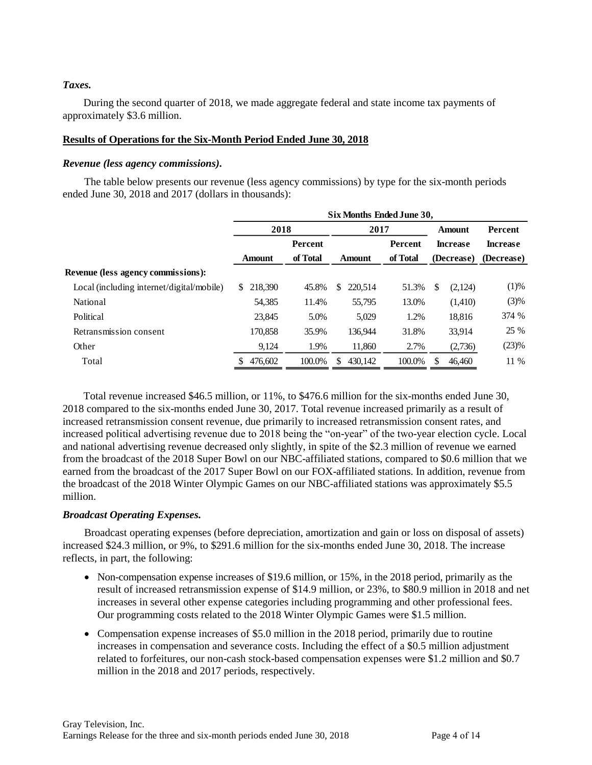### *Taxes.*

During the second quarter of 2018, we made aggregate federal and state income tax payments of approximately $3.6 million.

**Results of Operations for the Six-Month Period Ended June 30, 2018**

### *Revenue (less agency commissions).*

The table below presents our revenue (less agency commissions) by type for the six-month periods ended June 30, 2018 and 2017 (dollars in thousands):

| | Six Months Ended June 30, | | | | | |
|---|---|---|---|---|---|---|
| | 2018 | | 2017 | | Amount | Percent |
| | Amount | Percent of Total | Amount | Percent of Total | Increase (Decrease) | Increase (Decrease) |
| **Revenue (less agency commissions):** | | | | | | |
| Local (including internet/digital/mobile) | $ 218,390 | 45.8% | $ 220,514 | 51.3% | $ (2,124) | (1)% |
| National | 54,385 | 11.4% | 55,795 | 13.0% | (1,410) | (3)% |
| Political | 23,845 | 5.0% | 5,029 | 1.2% | 18,816 | 374 % |
| Retransmission consent | 170,858 | 35.9% | 136,944 | 31.8% | 33,914 | 25 % |
| Other | 9,124 | 1.9% | 11,860 | 2.7% | (2,736) | (23)% |
| Total | $ 476,602 | 100.0% | $ 430,142 | 100.0% | $ 46,460 | 11 % |

Total revenue increased $46.5 million, or 11%, to $476.6 million for the six-months ended June 30, 2018 compared to the six-months ended June 30, 2017. Total revenue increased primarily as a result of increased retransmission consent revenue, due primarily to increased retransmission consent rates, and increased political advertising revenue due to 2018 being the "on-year" of the two-year election cycle. Local and national advertising revenue decreased only slightly, in spite of the $2.3 million of revenue we earned from the broadcast of the 2018 Super Bowl on our NBC-affiliated stations, compared to $0.6 million that we earned from the broadcast of the 2017 Super Bowl on our FOX-affiliated stations. In addition, revenue from the broadcast of the 2018 Winter Olympic Games on our NBC-affiliated stations was approximately $5.5 million.

### *Broadcast Operating Expenses.*

Broadcast operating expenses (before depreciation, amortization and gain or loss on disposal of assets) increased $24.3 million, or 9%, to $291.6 million for the six-months ended June 30, 2018. The increase reflects, in part, the following:

- Non-compensation expense increases of $19.6 million, or 15%, in the 2018 period, primarily as the result of increased retransmission expense of $14.9 million, or 23%, to $80.9 million in 2018 and net increases in several other expense categories including programming and other professional fees. Our programming costs related to the 2018 Winter Olympic Games were $1.5 million.
- Compensation expense increases of $5.0 million in the 2018 period, primarily due to routine increases in compensation and severance costs. Including the effect of a $0.5 million adjustment related to forfeitures, our non-cash stock-based compensation expenses were $1.2 million and $0.7 million in the 2018 and 2017 periods, respectively.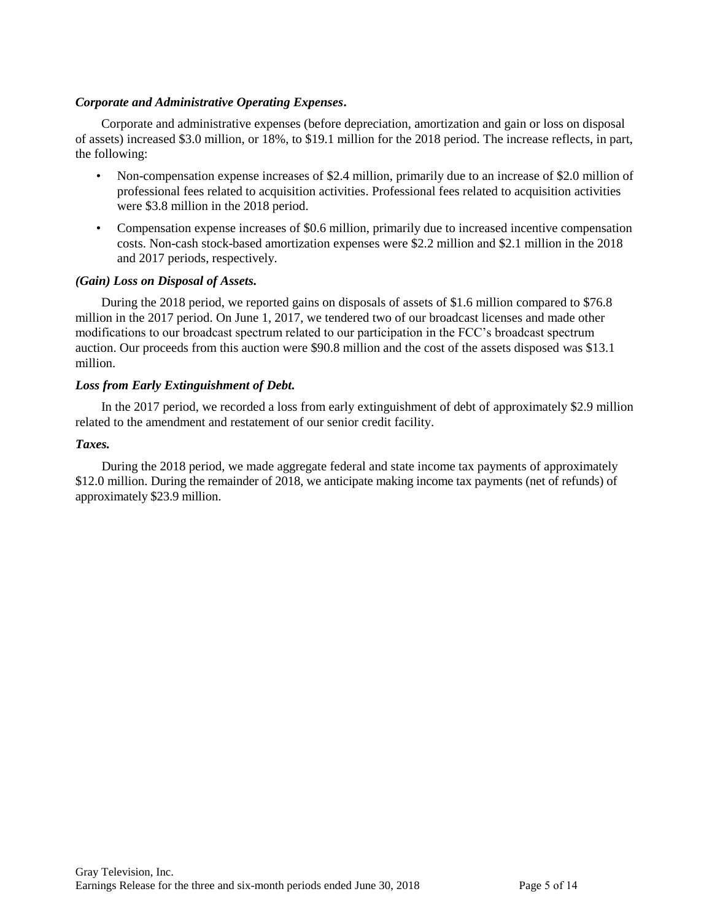***Corporate and Administrative Operating Expenses*.**

Corporate and administrative expenses (before depreciation, amortization and gain or loss on disposal of assets) increased $3.0 million, or 18%, to $19.1 million for the 2018 period. The increase reflects, in part, the following:

- Non-compensation expense increases of $2.4 million, primarily due to an increase of $2.0 million of professional fees related to acquisition activities. Professional fees related to acquisition activities were $3.8 million in the 2018 period.
- Compensation expense increases of $0.6 million, primarily due to increased incentive compensation costs. Non-cash stock-based amortization expenses were $2.2 million and $2.1 million in the 2018 and 2017 periods, respectively.

***(Gain) Loss on Disposal of Assets.***

During the 2018 period, we reported gains on disposals of assets of $1.6 million compared to $76.8 million in the 2017 period. On June 1, 2017, we tendered two of our broadcast licenses and made other modifications to our broadcast spectrum related to our participation in the FCC's broadcast spectrum auction. Our proceeds from this auction were $90.8 million and the cost of the assets disposed was $13.1 million.

***Loss from Early Extinguishment of Debt.***

In the 2017 period, we recorded a loss from early extinguishment of debt of approximately $2.9 million related to the amendment and restatement of our senior credit facility.

***Taxes.***

During the 2018 period, we made aggregate federal and state income tax payments of approximately $12.0 million. During the remainder of 2018, we anticipate making income tax payments (net of refunds) of approximately $23.9 million.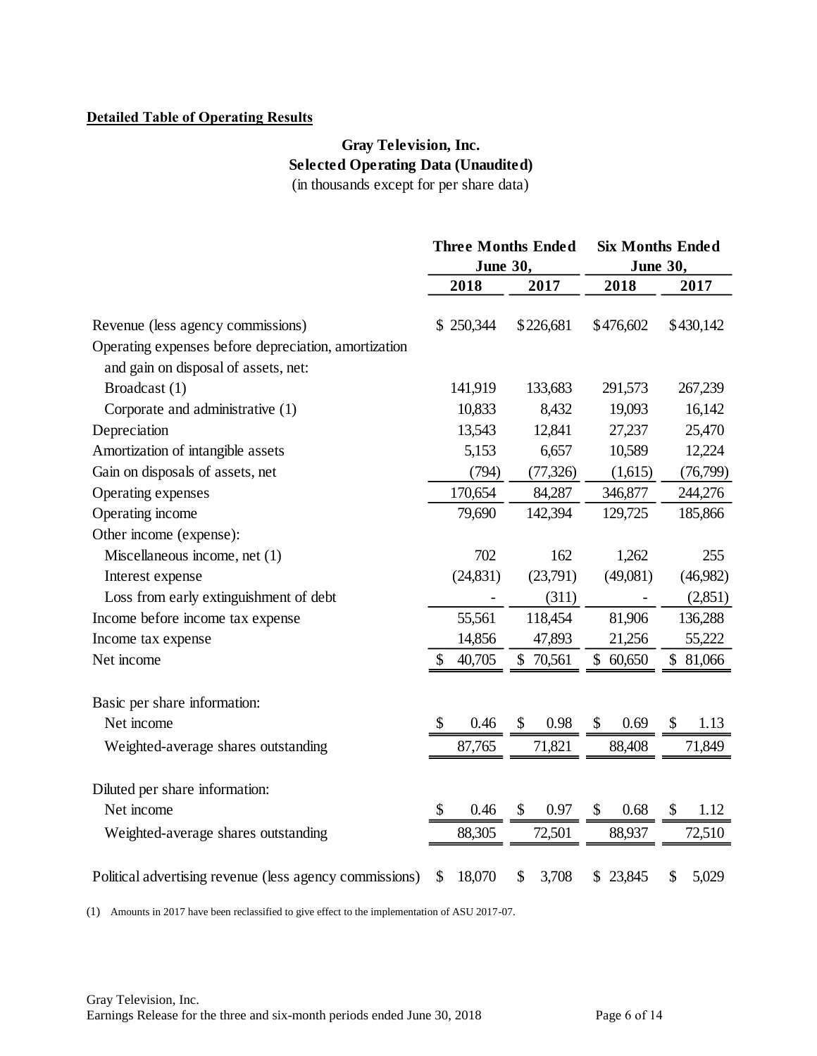**Detailed Table of Operating Results**

**Gray Television, Inc.**
**Selected Operating Data (Unaudited)**
(in thousands except for per share data)

| | Three Months Ended June 30, | | Six Months Ended June 30, | |
|---|---|---|---|---|
| | 2018 | 2017 | 2018 | 2017 |
| Revenue (less agency commissions) | $ 250,344 | $ 226,681 | $ 476,602 | $ 430,142 |
| Operating expenses before depreciation, amortization and gain on disposal of assets, net: | | | | |
| Broadcast (1) | 141,919 | 133,683 | 291,573 | 267,239 |
| Corporate and administrative (1) | 10,833 | 8,432 | 19,093 | 16,142 |
| Depreciation | 13,543 | 12,841 | 27,237 | 25,470 |
| Amortization of intangible assets | 5,153 | 6,657 | 10,589 | 12,224 |
| Gain on disposals of assets, net | (794) | (77,326) | (1,615) | (76,799) |
| Operating expenses | 170,654 | 84,287 | 346,877 | 244,276 |
| Operating income | 79,690 | 142,394 | 129,725 | 185,866 |
| Other income (expense): | | | | |
| Miscellaneous income, net (1) | 702 | 162 | 1,262 | 255 |
| Interest expense | (24,831) | (23,791) | (49,081) | (46,982) |
| Loss from early extinguishment of debt | - | (311) | - | (2,851) |
| Income before income tax expense | 55,561 | 118,454 | 81,906 | 136,288 |
| Income tax expense | 14,856 | 47,893 | 21,256 | 55,222 |
| Net income | $ 40,705 | $ 70,561 | $ 60,650 | $ 81,066 |
| | | | | |
| Basic per share information: | | | | |
| Net income | $ 0.46 | $ 0.98 | $ 0.69 | $ 1.13 |
| Weighted-average shares outstanding | 87,765 | 71,821 | 88,408 | 71,849 |
| | | | | |
| Diluted per share information: | | | | |
| Net income | $ 0.46 | $ 0.97 | $ 0.68 | $ 1.12 |
| Weighted-average shares outstanding | 88,305 | 72,501 | 88,937 | 72,510 |
| | | | | |
| Political advertising revenue (less agency commissions) | $ 18,070 | $ 3,708 | $ 23,845 | $ 5,029 |

(1) Amounts in 2017 have been reclassified to give effect to the implementation of ASU 2017-07.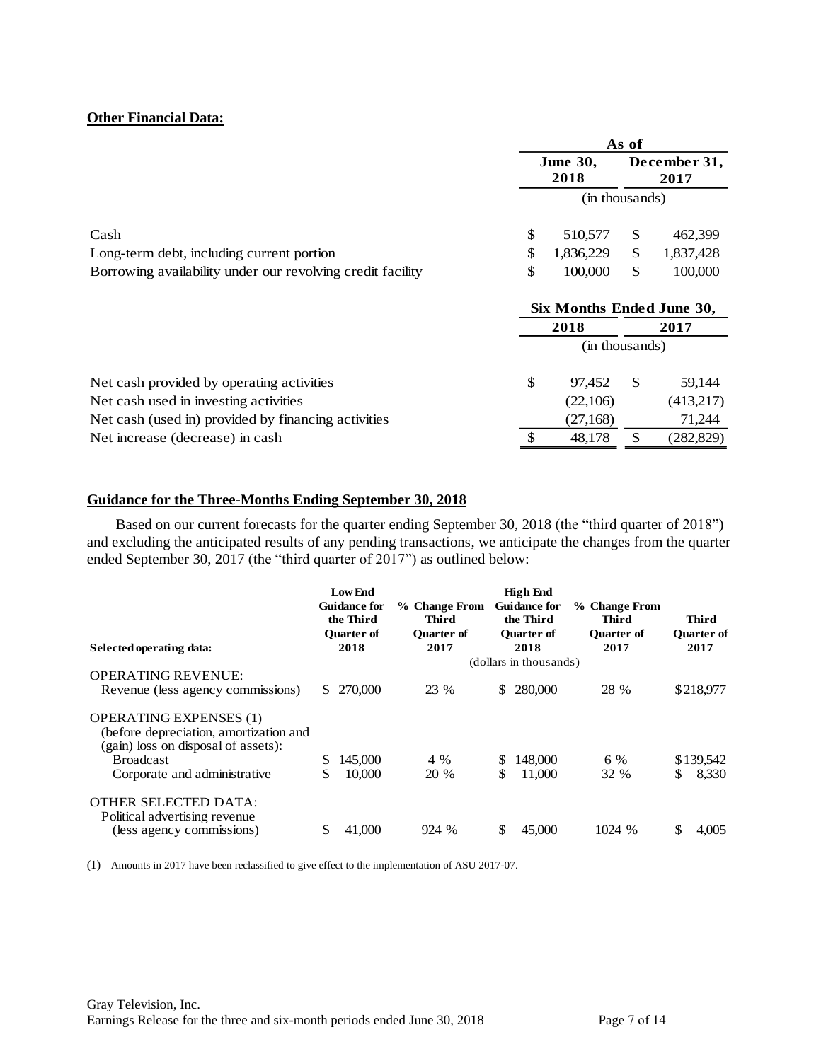**Other Financial Data:**

| | As of | |
|---|---|---|
| | June 30, 2018 | December 31, 2017 |
| | (in thousands) | |
| Cash | $ 510,577 | $ 462,399 |
| Long-term debt, including current portion | $ 1,836,229 | $ 1,837,428 |
| Borrowing availability under our revolving credit facility | $ 100,000 | $ 100,000 |

| | Six Months Ended June 30, | |
|---|---|---|
| | 2018 | 2017 |
| | (in thousands) | |
| Net cash provided by operating activities | $ 97,452 | $ 59,144 |
| Net cash used in investing activities | (22,106) | (413,217) |
| Net cash (used in) provided by financing activities | (27,168) | 71,244 |
| Net increase (decrease) in cash | $ 48,178 | $ (282,829) |

**Guidance for the Three-Months Ending September 30, 2018**

Based on our current forecasts for the quarter ending September 30, 2018 (the "third quarter of 2018") and excluding the anticipated results of any pending transactions, we anticipate the changes from the quarter ended September 30, 2017 (the "third quarter of 2017") as outlined below:

| Selected operating data: | Low End Guidance for the Third Quarter of 2018 | % Change From Third Quarter of 2017 | High End Guidance for the Third Quarter of 2018 | % Change From Third Quarter of 2017 | Third Quarter of 2017 |
|---|---|---|---|---|---|
| | | | (dollars in thousands) | | |
| OPERATING REVENUE: | | | | | |
| Revenue (less agency commissions) | $ 270,000 | 23 % | $ 280,000 | 28 % | $ 218,977 |
| OPERATING EXPENSES (1) (before depreciation, amortization and (gain) loss on disposal of assets): | | | | | |
| Broadcast | $ 145,000 | 4 % | $ 148,000 | 6 % | $ 139,542 |
| Corporate and administrative | $ 10,000 | 20 % | $ 11,000 | 32 % | $ 8,330 |
| OTHER SELECTED DATA: | | | | | |
| Political advertising revenue (less agency commissions) | $ 41,000 | 924 % | $ 45,000 | 1024 % | $ 4,005 |

(1) Amounts in 2017 have been reclassified to give effect to the implementation of ASU 2017-07.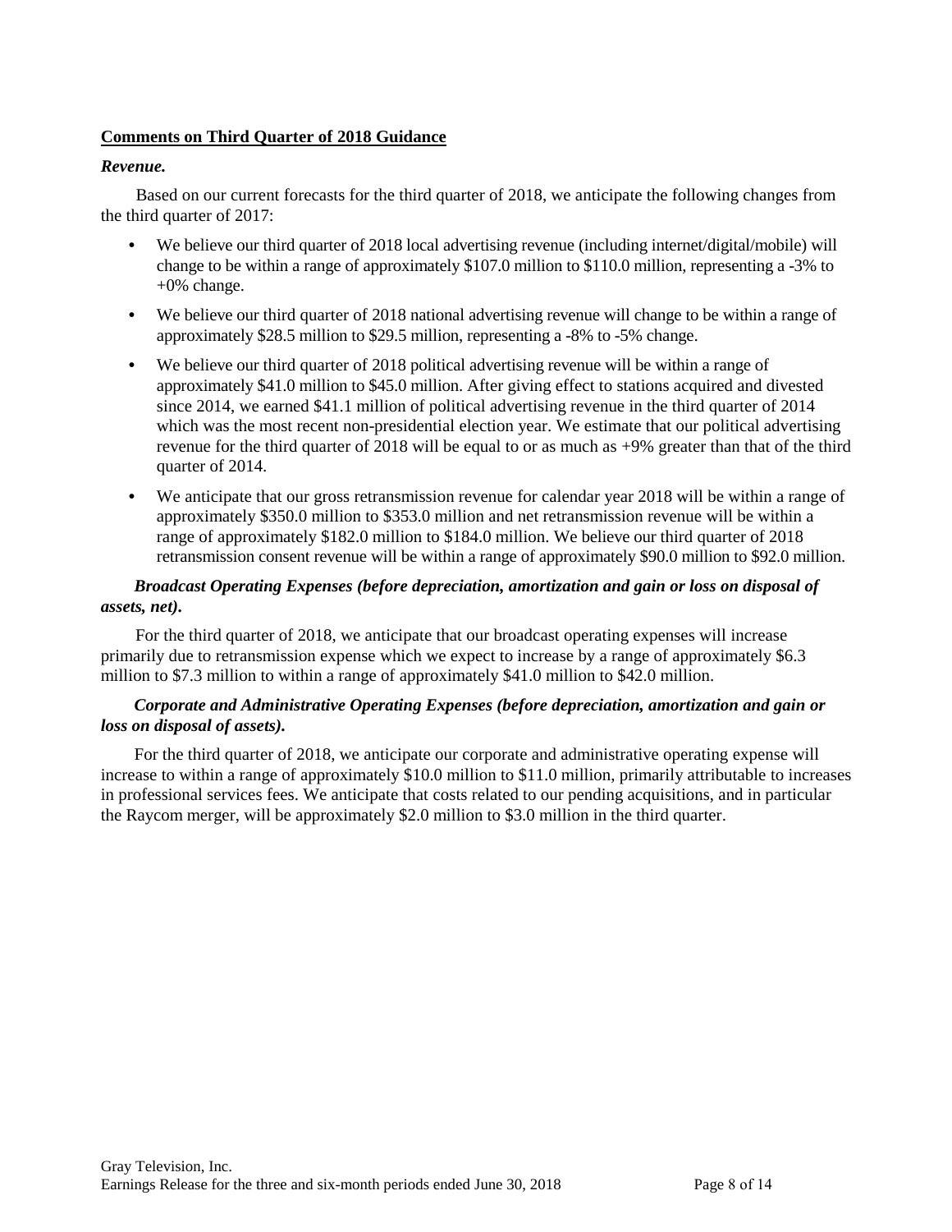## **Comments on Third Quarter of 2018 Guidance**

***Revenue.***

Based on our current forecasts for the third quarter of 2018, we anticipate the following changes from the third quarter of 2017:

- We believe our third quarter of 2018 local advertising revenue (including internet/digital/mobile) will change to be within a range of approximately $107.0 million to $110.0 million, representing a -3% to +0% change.
- We believe our third quarter of 2018 national advertising revenue will change to be within a range of approximately $28.5 million to $29.5 million, representing a -8% to -5% change.
- We believe our third quarter of 2018 political advertising revenue will be within a range of approximately $41.0 million to $45.0 million. After giving effect to stations acquired and divested since 2014, we earned $41.1 million of political advertising revenue in the third quarter of 2014 which was the most recent non-presidential election year. We estimate that our political advertising revenue for the third quarter of 2018 will be equal to or as much as +9% greater than that of the third quarter of 2014.
- We anticipate that our gross retransmission revenue for calendar year 2018 will be within a range of approximately $350.0 million to $353.0 million and net retransmission revenue will be within a range of approximately $182.0 million to $184.0 million. We believe our third quarter of 2018 retransmission consent revenue will be within a range of approximately $90.0 million to $92.0 million.

***Broadcast Operating Expenses (before depreciation, amortization and gain or loss on disposal of assets, net).***

For the third quarter of 2018, we anticipate that our broadcast operating expenses will increase primarily due to retransmission expense which we expect to increase by a range of approximately $6.3 million to $7.3 million to within a range of approximately $41.0 million to $42.0 million.

***Corporate and Administrative Operating Expenses (before depreciation, amortization and gain or loss on disposal of assets).***

For the third quarter of 2018, we anticipate our corporate and administrative operating expense will increase to within a range of approximately $10.0 million to $11.0 million, primarily attributable to increases in professional services fees. We anticipate that costs related to our pending acquisitions, and in particular the Raycom merger, will be approximately $2.0 million to $3.0 million in the third quarter.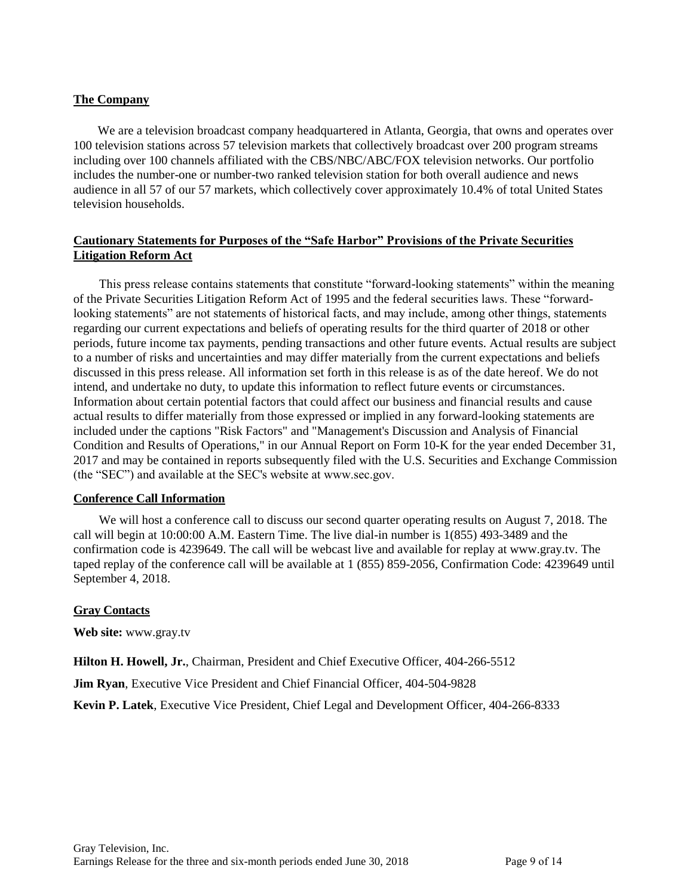## The Company

We are a television broadcast company headquartered in Atlanta, Georgia, that owns and operates over 100 television stations across 57 television markets that collectively broadcast over 200 program streams including over 100 channels affiliated with the CBS/NBC/ABC/FOX television networks. Our portfolio includes the number-one or number-two ranked television station for both overall audience and news audience in all 57 of our 57 markets, which collectively cover approximately 10.4% of total United States television households.

## Cautionary Statements for Purposes of the "Safe Harbor" Provisions of the Private Securities Litigation Reform Act

This press release contains statements that constitute "forward-looking statements" within the meaning of the Private Securities Litigation Reform Act of 1995 and the federal securities laws. These "forward-looking statements" are not statements of historical facts, and may include, among other things, statements regarding our current expectations and beliefs of operating results for the third quarter of 2018 or other periods, future income tax payments, pending transactions and other future events. Actual results are subject to a number of risks and uncertainties and may differ materially from the current expectations and beliefs discussed in this press release. All information set forth in this release is as of the date hereof. We do not intend, and undertake no duty, to update this information to reflect future events or circumstances. Information about certain potential factors that could affect our business and financial results and cause actual results to differ materially from those expressed or implied in any forward-looking statements are included under the captions "Risk Factors" and "Management's Discussion and Analysis of Financial Condition and Results of Operations," in our Annual Report on Form 10-K for the year ended December 31, 2017 and may be contained in reports subsequently filed with the U.S. Securities and Exchange Commission (the "SEC") and available at the SEC's website at www.sec.gov.

## Conference Call Information

We will host a conference call to discuss our second quarter operating results on August 7, 2018. The call will begin at 10:00:00 A.M. Eastern Time. The live dial-in number is 1(855) 493-3489 and the confirmation code is 4239649. The call will be webcast live and available for replay at www.gray.tv. The taped replay of the conference call will be available at 1 (855) 859-2056, Confirmation Code: 4239649 until September 4, 2018.

## Gray Contacts

**Web site:** www.gray.tv

**Hilton H. Howell, Jr.**, Chairman, President and Chief Executive Officer, 404-266-5512

**Jim Ryan**, Executive Vice President and Chief Financial Officer, 404-504-9828

**Kevin P. Latek**, Executive Vice President, Chief Legal and Development Officer, 404-266-8333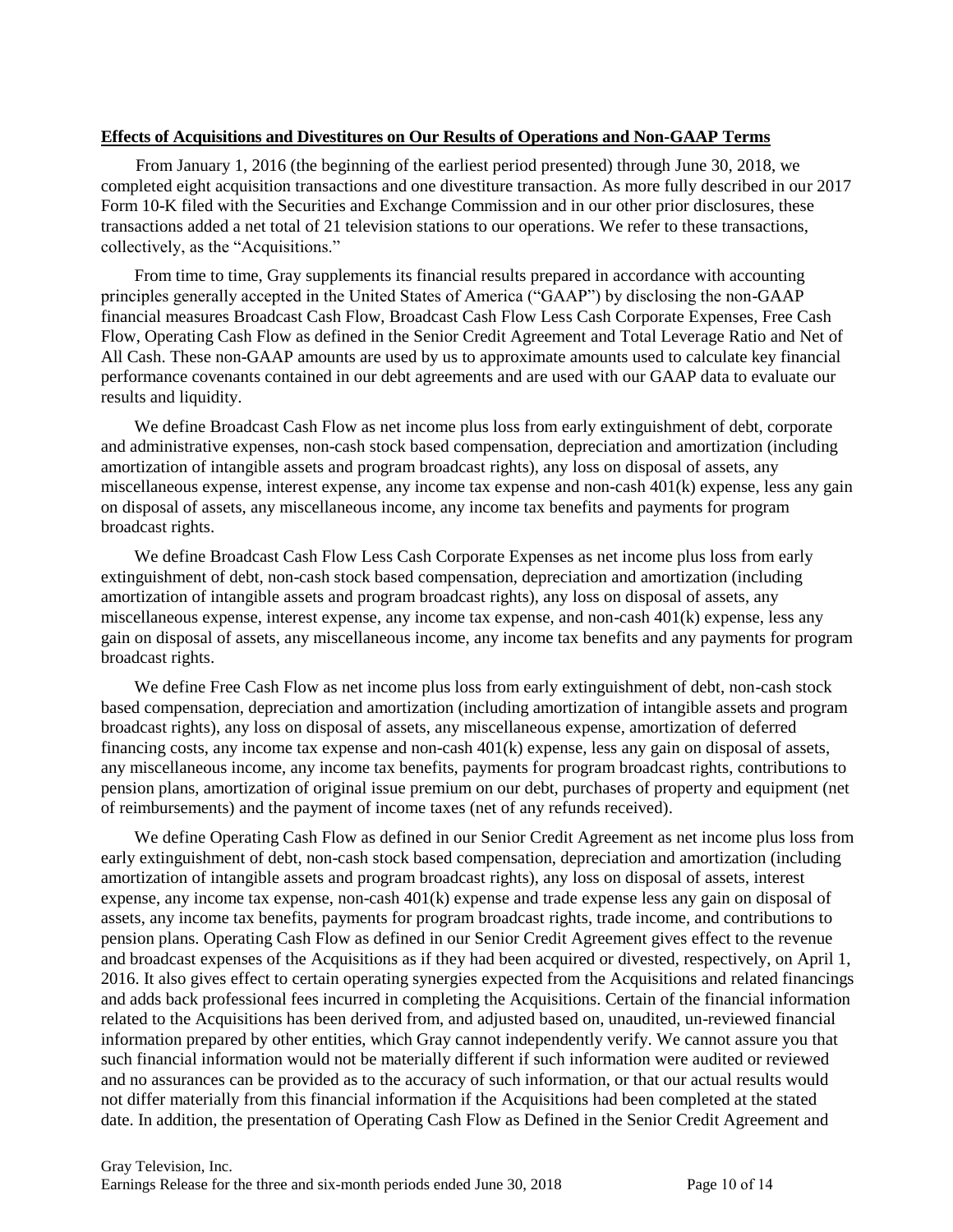**Effects of Acquisitions and Divestitures on Our Results of Operations and Non-GAAP Terms**

From January 1, 2016 (the beginning of the earliest period presented) through June 30, 2018, we completed eight acquisition transactions and one divestiture transaction. As more fully described in our 2017 Form 10-K filed with the Securities and Exchange Commission and in our other prior disclosures, these transactions added a net total of 21 television stations to our operations. We refer to these transactions, collectively, as the "Acquisitions."

From time to time, Gray supplements its financial results prepared in accordance with accounting principles generally accepted in the United States of America ("GAAP") by disclosing the non-GAAP financial measures Broadcast Cash Flow, Broadcast Cash Flow Less Cash Corporate Expenses, Free Cash Flow, Operating Cash Flow as defined in the Senior Credit Agreement and Total Leverage Ratio and Net of All Cash. These non-GAAP amounts are used by us to approximate amounts used to calculate key financial performance covenants contained in our debt agreements and are used with our GAAP data to evaluate our results and liquidity.

We define Broadcast Cash Flow as net income plus loss from early extinguishment of debt, corporate and administrative expenses, non-cash stock based compensation, depreciation and amortization (including amortization of intangible assets and program broadcast rights), any loss on disposal of assets, any miscellaneous expense, interest expense, any income tax expense and non-cash 401(k) expense, less any gain on disposal of assets, any miscellaneous income, any income tax benefits and payments for program broadcast rights.

We define Broadcast Cash Flow Less Cash Corporate Expenses as net income plus loss from early extinguishment of debt, non-cash stock based compensation, depreciation and amortization (including amortization of intangible assets and program broadcast rights), any loss on disposal of assets, any miscellaneous expense, interest expense, any income tax expense, and non-cash 401(k) expense, less any gain on disposal of assets, any miscellaneous income, any income tax benefits and any payments for program broadcast rights.

We define Free Cash Flow as net income plus loss from early extinguishment of debt, non-cash stock based compensation, depreciation and amortization (including amortization of intangible assets and program broadcast rights), any loss on disposal of assets, any miscellaneous expense, amortization of deferred financing costs, any income tax expense and non-cash 401(k) expense, less any gain on disposal of assets, any miscellaneous income, any income tax benefits, payments for program broadcast rights, contributions to pension plans, amortization of original issue premium on our debt, purchases of property and equipment (net of reimbursements) and the payment of income taxes (net of any refunds received).

We define Operating Cash Flow as defined in our Senior Credit Agreement as net income plus loss from early extinguishment of debt, non-cash stock based compensation, depreciation and amortization (including amortization of intangible assets and program broadcast rights), any loss on disposal of assets, interest expense, any income tax expense, non-cash 401(k) expense and trade expense less any gain on disposal of assets, any income tax benefits, payments for program broadcast rights, trade income, and contributions to pension plans. Operating Cash Flow as defined in our Senior Credit Agreement gives effect to the revenue and broadcast expenses of the Acquisitions as if they had been acquired or divested, respectively, on April 1, 2016. It also gives effect to certain operating synergies expected from the Acquisitions and related financings and adds back professional fees incurred in completing the Acquisitions. Certain of the financial information related to the Acquisitions has been derived from, and adjusted based on, unaudited, un-reviewed financial information prepared by other entities, which Gray cannot independently verify. We cannot assure you that such financial information would not be materially different if such information were audited or reviewed and no assurances can be provided as to the accuracy of such information, or that our actual results would not differ materially from this financial information if the Acquisitions had been completed at the stated date. In addition, the presentation of Operating Cash Flow as Defined in the Senior Credit Agreement and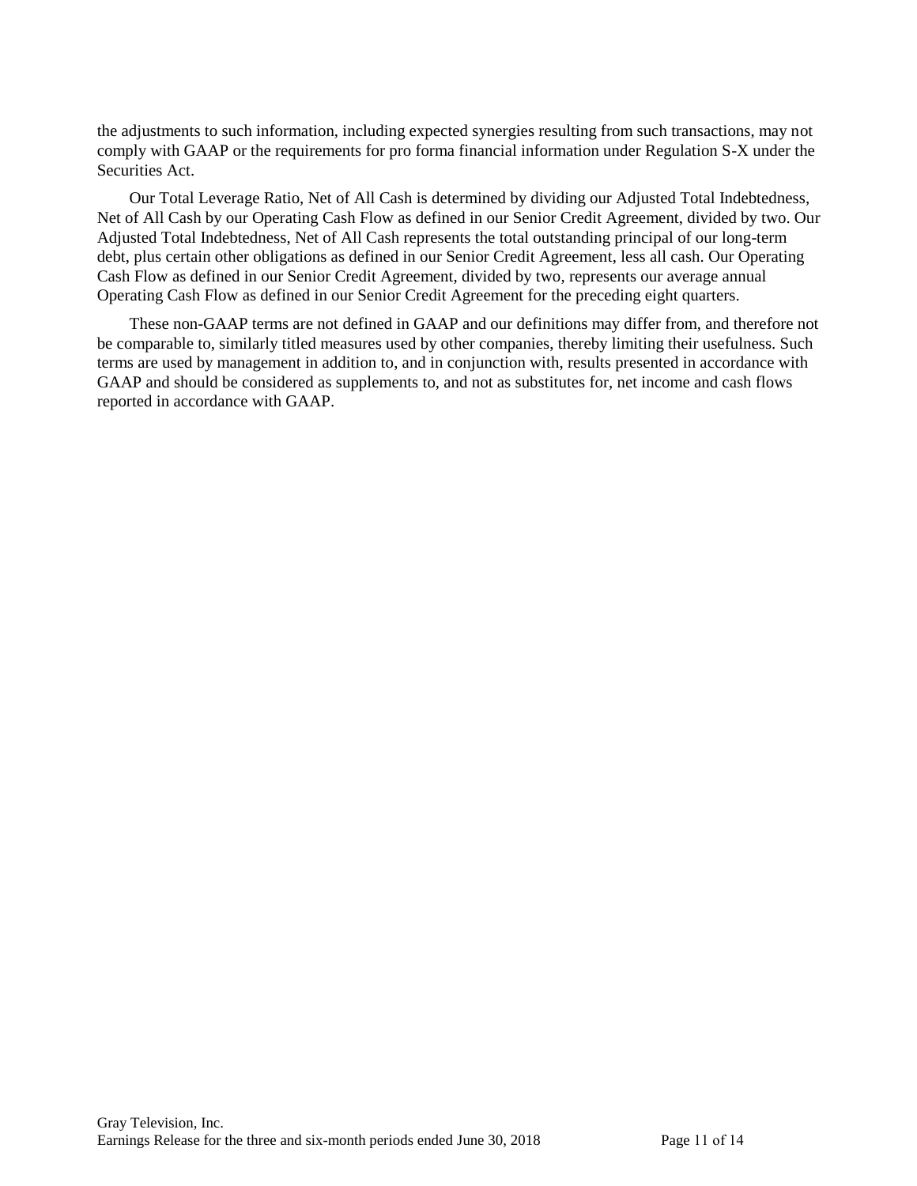the adjustments to such information, including expected synergies resulting from such transactions, may not comply with GAAP or the requirements for pro forma financial information under Regulation S-X under the Securities Act.

Our Total Leverage Ratio, Net of All Cash is determined by dividing our Adjusted Total Indebtedness, Net of All Cash by our Operating Cash Flow as defined in our Senior Credit Agreement, divided by two. Our Adjusted Total Indebtedness, Net of All Cash represents the total outstanding principal of our long-term debt, plus certain other obligations as defined in our Senior Credit Agreement, less all cash. Our Operating Cash Flow as defined in our Senior Credit Agreement, divided by two, represents our average annual Operating Cash Flow as defined in our Senior Credit Agreement for the preceding eight quarters.

These non-GAAP terms are not defined in GAAP and our definitions may differ from, and therefore not be comparable to, similarly titled measures used by other companies, thereby limiting their usefulness. Such terms are used by management in addition to, and in conjunction with, results presented in accordance with GAAP and should be considered as supplements to, and not as substitutes for, net income and cash flows reported in accordance with GAAP.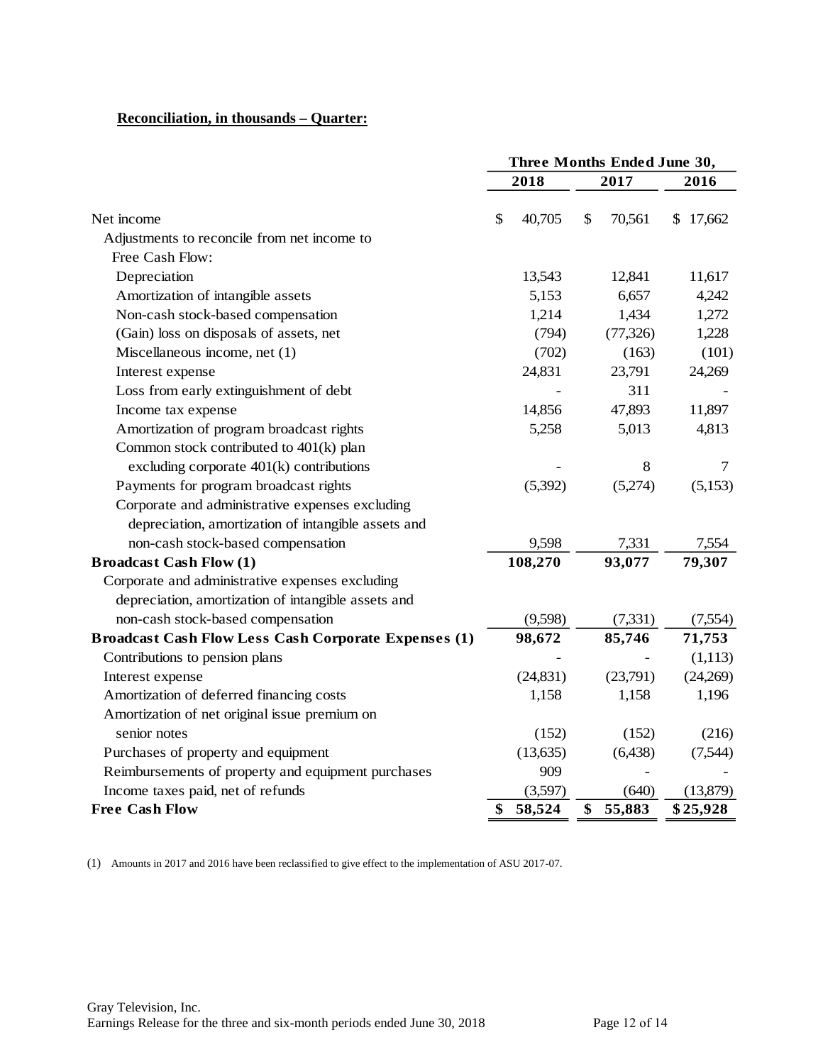**Reconciliation, in thousands – Quarter:**

| | Three Months Ended June 30, | | |
|---|---|---|---|
| | 2018 | 2017 | 2016 |
| Net income | $ 40,705 | $ 70,561 | $ 17,662 |
| Adjustments to reconcile from net income to Free Cash Flow: | | | |
| Depreciation | 13,543 | 12,841 | 11,617 |
| Amortization of intangible assets | 5,153 | 6,657 | 4,242 |
| Non-cash stock-based compensation | 1,214 | 1,434 | 1,272 |
| (Gain) loss on disposals of assets, net | (794) | (77,326) | 1,228 |
| Miscellaneous income, net (1) | (702) | (163) | (101) |
| Interest expense | 24,831 | 23,791 | 24,269 |
| Loss from early extinguishment of debt | - | 311 | - |
| Income tax expense | 14,856 | 47,893 | 11,897 |
| Amortization of program broadcast rights | 5,258 | 5,013 | 4,813 |
| Common stock contributed to 401(k) plan excluding corporate 401(k) contributions | - | 8 | 7 |
| Payments for program broadcast rights | (5,392) | (5,274) | (5,153) |
| Corporate and administrative expenses excluding depreciation, amortization of intangible assets and non-cash stock-based compensation | 9,598 | 7,331 | 7,554 |
| **Broadcast Cash Flow (1)** | **108,270** | **93,077** | **79,307** |
| Corporate and administrative expenses excluding depreciation, amortization of intangible assets and non-cash stock-based compensation | (9,598) | (7,331) | (7,554) |
| **Broadcast Cash Flow Less Cash Corporate Expenses (1)** | **98,672** | **85,746** | **71,753** |
| Contributions to pension plans | - | - | (1,113) |
| Interest expense | (24,831) | (23,791) | (24,269) |
| Amortization of deferred financing costs | 1,158 | 1,158 | 1,196 |
| Amortization of net original issue premium on senior notes | (152) | (152) | (216) |
| Purchases of property and equipment | (13,635) | (6,438) | (7,544) |
| Reimbursements of property and equipment purchases | 909 | - | - |
| Income taxes paid, net of refunds | (3,597) | (640) | (13,879) |
| **Free Cash Flow** | **$ 58,524** | **$ 55,883** | **$ 25,928** |

(1) Amounts in 2017 and 2016 have been reclassified to give effect to the implementation of ASU 2017-07.

Gray Television, Inc.
Earnings Release for the three and six-month periods ended June 30, 2018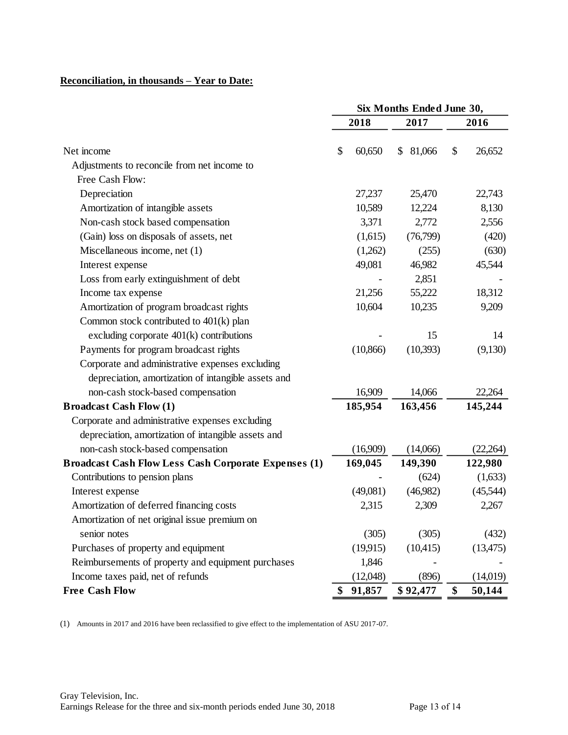**Reconciliation, in thousands – Year to Date:**

| | Six Months Ended June 30, | | |
|---|---|---|---|
| | 2018 | 2017 | 2016 |
| Net income | $ 60,650 | $ 81,066 | $ 26,652 |
| Adjustments to reconcile from net income to Free Cash Flow: | | | |
| Depreciation | 27,237 | 25,470 | 22,743 |
| Amortization of intangible assets | 10,589 | 12,224 | 8,130 |
| Non-cash stock based compensation | 3,371 | 2,772 | 2,556 |
| (Gain) loss on disposals of assets, net | (1,615) | (76,799) | (420) |
| Miscellaneous income, net (1) | (1,262) | (255) | (630) |
| Interest expense | 49,081 | 46,982 | 45,544 |
| Loss from early extinguishment of debt | - | 2,851 | - |
| Income tax expense | 21,256 | 55,222 | 18,312 |
| Amortization of program broadcast rights | 10,604 | 10,235 | 9,209 |
| Common stock contributed to 401(k) plan excluding corporate 401(k) contributions | - | 15 | 14 |
| Payments for program broadcast rights | (10,866) | (10,393) | (9,130) |
| Corporate and administrative expenses excluding depreciation, amortization of intangible assets and non-cash stock-based compensation | 16,909 | 14,066 | 22,264 |
| **Broadcast Cash Flow (1)** | **185,954** | **163,456** | **145,244** |
| Corporate and administrative expenses excluding depreciation, amortization of intangible assets and non-cash stock-based compensation | (16,909) | (14,066) | (22,264) |
| **Broadcast Cash Flow Less Cash Corporate Expenses (1)** | **169,045** | **149,390** | **122,980** |
| Contributions to pension plans | - | (624) | (1,633) |
| Interest expense | (49,081) | (46,982) | (45,544) |
| Amortization of deferred financing costs | 2,315 | 2,309 | 2,267 |
| Amortization of net original issue premium on senior notes | (305) | (305) | (432) |
| Purchases of property and equipment | (19,915) | (10,415) | (13,475) |
| Reimbursements of property and equipment purchases | 1,846 | - | - |
| Income taxes paid, net of refunds | (12,048) | (896) | (14,019) |
| **Free Cash Flow** | **$ 91,857** | **$ 92,477** | **$ 50,144** |

(1) Amounts in 2017 and 2016 have been reclassified to give effect to the implementation of ASU 2017-07.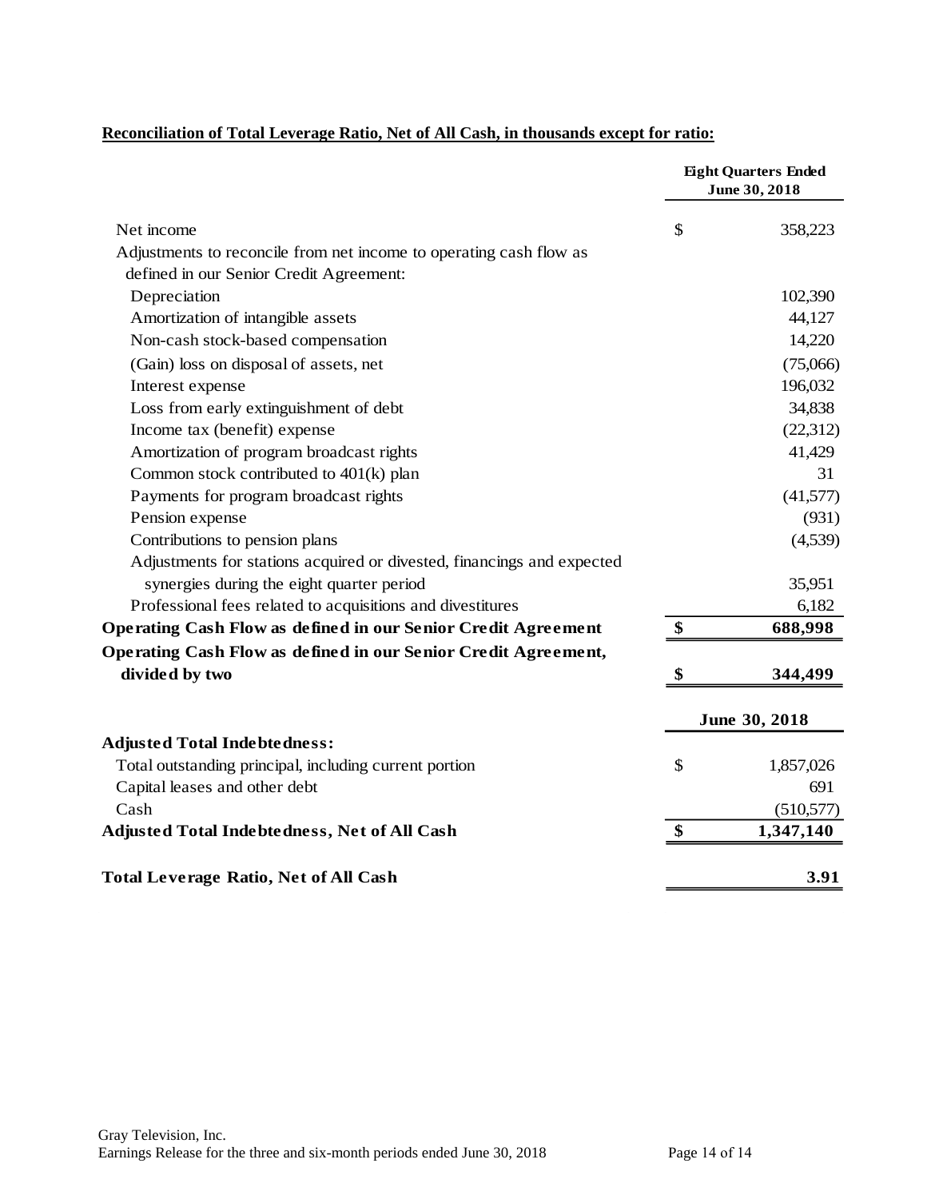**Reconciliation of Total Leverage Ratio, Net of All Cash, in thousands except for ratio:**

| | Eight Quarters Ended June 30, 2018 |
|---|---|
| Net income | $ 358,223 |
| Adjustments to reconcile from net income to operating cash flow as defined in our Senior Credit Agreement: | |
| Depreciation | 102,390 |
| Amortization of intangible assets | 44,127 |
| Non-cash stock-based compensation | 14,220 |
| (Gain) loss on disposal of assets, net | (75,066) |
| Interest expense | 196,032 |
| Loss from early extinguishment of debt | 34,838 |
| Income tax (benefit) expense | (22,312) |
| Amortization of program broadcast rights | 41,429 |
| Common stock contributed to 401(k) plan | 31 |
| Payments for program broadcast rights | (41,577) |
| Pension expense | (931) |
| Contributions to pension plans | (4,539) |
| Adjustments for stations acquired or divested, financings and expected synergies during the eight quarter period | 35,951 |
| Professional fees related to acquisitions and divestitures | 6,182 |
| **Operating Cash Flow as defined in our Senior Credit Agreement** | **$ 688,998** |
| **Operating Cash Flow as defined in our Senior Credit Agreement, divided by two** | **$ 344,499** |

| | June 30, 2018 |
|---|---|
| **Adjusted Total Indebtedness:** | |
| Total outstanding principal, including current portion | $ 1,857,026 |
| Capital leases and other debt | 691 |
| Cash | (510,577) |
| **Adjusted Total Indebtedness, Net of All Cash** | **$ 1,347,140** |
| **Total Leverage Ratio, Net of All Cash** | **3.91** |

Gray Television, Inc.
Earnings Release for the three and six-month periods ended June 30, 2018